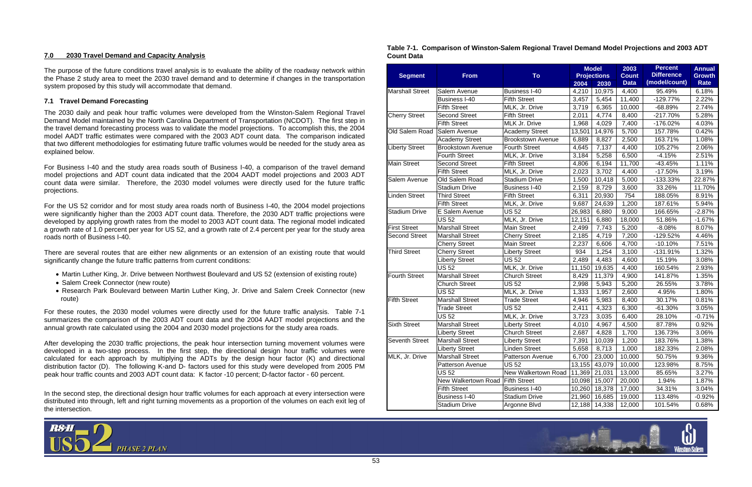## 7.0 2030 Travel Demand and Capacity Analysis

The purpose of the future conditions travel analysis is to evaluate the ability of the roadway network within the Phase 2 study area to meet the 2030 travel demand and to determine if changes in the transportation system proposed by this study will accommodate that demand.

### 7.1 Travel Demand Forecasting

The 2030 daily and peak hour traffic volumes were developed from the Winston-Salem Regional Travel Demand Model maintained by the North Carolina Department of Transportation (NCDOT). The first step in the travel demand forecasting process was to validate the model projections. To accomplish this, the 2004 model AADT traffic estimates were compared with the 2003 ADT count data. The comparison indicated that two different methodologies for estimating future traffic volumes would be needed for the study area as explained below.

For Business I-40 and the study area roads south of Business I-40, a comparison of the travel demand model projections and ADT count data indicated that the 2004 AADT model projections and 2003 ADT count data were similar. Therefore, the 2030 model volumes were directly used for the future traffic projections.

For the US 52 corridor and for most study area roads north of Business I-40, the 2004 model projections were significantly higher than the 2003 ADT count data. Therefore, the 2030 ADT traffic projections were developed by applying growth rates from the model to 2003 ADT count data. The regional model indicated a growth rate of 1.0 percent per year for US 52, and a growth rate of 2.4 percent per year for the study area roads north of Business I-40.

There are several routes that are either new alignments or an extension of an existing route that would significantly change the future traffic patterns from current conditions:

- Martin Luther King, Jr. Drive between Northwest Boulevard and US 52 (extension of existing route)
- Salem Creek Connector (new route)
- Research Park Boulevard between Martin Luther King, Jr. Drive and Salem Creek Connector (new route)

For these routes, the 2030 model volumes were directly used for the future traffic analysis. Table 7-1 summarizes the comparison of the 2003 ADT count data and the 2004 AADT model projections and the annual growth rate calculated using the 2004 and 2030 model projections for the study area roads.

After developing the 2030 traffic projections, the peak hour intersection turning movement volumes were developed in a two-step process. In the first step, the directional design hour traffic volumes were calculated for each approach by multiplying the ADTs by the design hour factor (K) and directional distribution factor (D). The following K-and D- factors used for this study were developed from 2005 PM peak hour traffic counts and 2003 ADT count data: K factor -10 percent; D-factor factor - 60 percent.

In the second step, the directional design hour traffic volumes for each approach at every intersection were distributed into through, left and right turning movements as a proportion of the volumes on each exit leg of the intersection.

**Table 7-1. Comparison of Winston-Salem Regional Travel Demand Model Projections and 2003 ADT Count Data**

| Segment | From | To | Model Projections | | 2003 Count Data | Percent Difference (model/count) | Annual Growth Rate |
|---|---|---|---|---|---|---|---|
| | | | 2004 | 2030 | | | |
| Marshall Street | Salem Avenue | Business I-40 | 4,210 | 10,975 | 4,400 | 95.49% | 6.18% |
| | Business I-40 | Fifth Street | 3,457 | 5,454 | 11,400 | -129.77% | 2.22% |
| | Fifth Street | MLK, Jr. Drive | 3,719 | 6,365 | 10,000 | -68.89% | 2.74% |
| Cherry Street | Second Street | Fifth Street | 2,011 | 4,774 | 8,400 | -217.70% | 5.28% |
| | Fifth Street | MLK Jr. Drive | 1,968 | 4,029 | 7,400 | -176.02% | 4.03% |
| Old Salem Road | Salem Avenue | Academy Street | 13,501 | 14,976 | 5,700 | 157.78% | 0.42% |
| | Academy Street | Brookstown Avenue | 6,889 | 8,827 | 2,500 | 163.71% | 1.08% |
| Liberty Street | Brookstown Avenue | Fourth Street | 4,645 | 7,137 | 4,400 | 105.27% | 2.06% |
| | Fourth Street | MLK, Jr. Drive | 3,184 | 5,258 | 6,500 | -4.15% | 2.51% |
| Main Street | Second Street | Fifth Street | 4,806 | 6,194 | 11,700 | -43.45% | 1.11% |
| | Fifth Street | MLK, Jr. Drive | 2,023 | 3,702 | 4,400 | -17.50% | 3.19% |
| Salem Avenue | Old Salem Road | Stadium Drive | 1,500 | 10,418 | 5,000 | -133.33% | 22.87% |
| | Stadium Drive | Business I-40 | 2,159 | 8,729 | 3,600 | 33.26% | 11.70% |
| Linden Street | Third Street | Fifth Street | 6,311 | 20,930 | 754 | 188.05% | 8.91% |
| | Fifth Street | MLK, Jr. Drive | 9,687 | 24,639 | 1,200 | 187.61% | 5.94% |
| Stadium Drive | E Salem Avenue | US 52 | 26,983 | 6,880 | 9,000 | 166.65% | -2.87% |
| | US 52 | MLK, Jr. Drive | 12,151 | 6,880 | 18,000 | 51.86% | -1.67% |
| First Street | Marshall Street | Main Street | 2,499 | 7,743 | 5,200 | -8.08% | 8.07% |
| Second Street | Marshall Street | Cherry Street | 2,185 | 4,719 | 7,200 | -129.52% | 4.46% |
| | Cherry Street | Main Street | 2,237 | 6,606 | 4,700 | -10.10% | 7.51% |
| Third Street | Cherry Street | Liberty Street | 934 | 1,254 | 3,100 | -131.91% | 1.32% |
| | Liberty Street | US 52 | 2,489 | 4,483 | 4,600 | 15.19% | 3.08% |
| | US 52 | MLK, Jr. Drive | 11,150 | 19,635 | 4,400 | 160.54% | 2.93% |
| Fourth Street | Marshall Street | Church Street | 8,429 | 11,379 | 4,900 | 141.87% | 1.35% |
| | Church Street | US 52 | 2,998 | 5,943 | 5,200 | 26.55% | 3.78% |
| | US 52 | MLK, Jr. Drive | 1,333 | 1,957 | 2,600 | 4.95% | 1.80% |
| Fifth Street | Marshall Street | Trade Street | 4,946 | 5,983 | 8,400 | 30.17% | 0.81% |
| | Trade Street | US 52 | 2,411 | 4,323 | 6,300 | -61.30% | 3.05% |
| | US 52 | MLK, Jr. Drive | 3,723 | 3,035 | 6,400 | 28.10% | -0.71% |
| Sixth Street | Marshall Street | Liberty Street | 4,010 | 4,967 | 4,500 | 87.78% | 0.92% |
| | Liberty Street | Church Street | 2,687 | 4,828 | 1,700 | 136.73% | 3.06% |
| Seventh Street | Marshall Street | Liberty Street | 7,391 | 10,039 | 1,200 | 183.76% | 1.38% |
| | Liberty Street | Linden Street | 5,658 | 8,713 | 1,000 | 182.33% | 2.08% |
| MLK, Jr. Drive | Marshall Street | Patterson Avenue | 6,700 | 23,000 | 10,000 | 50.75% | 9.36% |
| | Patterson Avenue | US 52 | 13,155 | 43,079 | 10,000 | 123.98% | 8.75% |
| | US 52 | New Walkertown Road | 11,369 | 21,031 | 13,000 | 85.65% | 3.27% |
| | New Walkertown Road | Fifth Street | 10,098 | 15,007 | 20,000 | 1.94% | 1.87% |
| | Fifth Street | Business I-40 | 10,260 | 18,378 | 17,000 | 34.31% | 3.04% |
| | Business I-40 | Stadium Drive | 21,960 | 16,685 | 19,000 | 113.48% | -0.92% |
| | Stadium Drive | Argonne Blvd | 12,188 | 14,338 | 12,000 | 101.54% | 0.68% |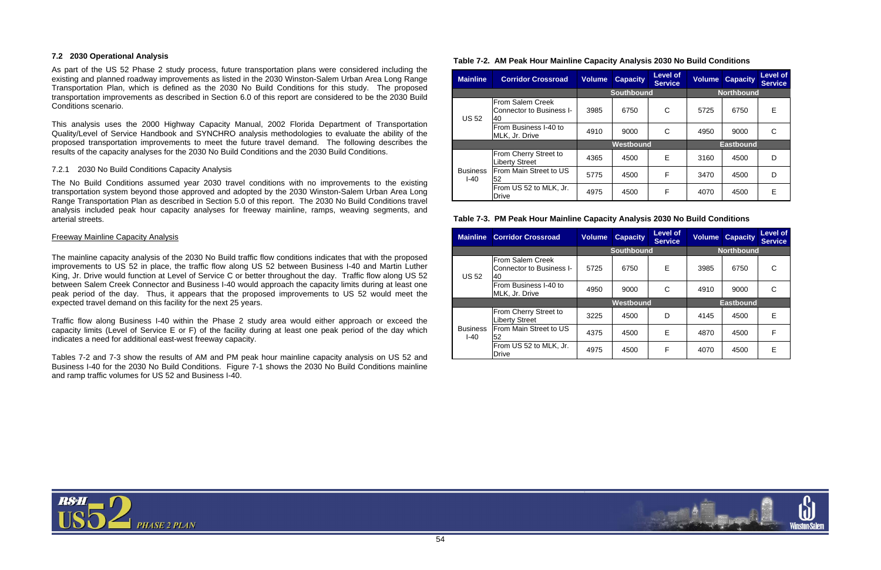### 7.2 2030 Operational Analysis

As part of the US 52 Phase 2 study process, future transportation plans were considered including the existing and planned roadway improvements as listed in the 2030 Winston-Salem Urban Area Long Range Transportation Plan, which is defined as the 2030 No Build Conditions for this study. The proposed transportation improvements as described in Section 6.0 of this report are considered to be the 2030 Build Conditions scenario.

This analysis uses the 2000 Highway Capacity Manual, 2002 Florida Department of Transportation Quality/Level of Service Handbook and SYNCHRO analysis methodologies to evaluate the ability of the proposed transportation improvements to meet the future travel demand. The following describes the results of the capacity analyses for the 2030 No Build Conditions and the 2030 Build Conditions.

#### 7.2.1 2030 No Build Conditions Capacity Analysis

The No Build Conditions assumed year 2030 travel conditions with no improvements to the existing transportation system beyond those approved and adopted by the 2030 Winston-Salem Urban Area Long Range Transportation Plan as described in Section 5.0 of this report. The 2030 No Build Conditions travel analysis included peak hour capacity analyses for freeway mainline, ramps, weaving segments, and arterial streets.

Freeway Mainline Capacity Analysis

The mainline capacity analysis of the 2030 No Build traffic flow conditions indicates that with the proposed improvements to US 52 in place, the traffic flow along US 52 between Business I-40 and Martin Luther King, Jr. Drive would function at Level of Service C or better throughout the day. Traffic flow along US 52 between Salem Creek Connector and Business I-40 would approach the capacity limits during at least one peak period of the day. Thus, it appears that the proposed improvements to US 52 would meet the expected travel demand on this facility for the next 25 years.

Traffic flow along Business I-40 within the Phase 2 study area would either approach or exceed the capacity limits (Level of Service E or F) of the facility during at least one peak period of the day which indicates a need for additional east-west freeway capacity.

Tables 7-2 and 7-3 show the results of AM and PM peak hour mainline capacity analysis on US 52 and Business I-40 for the 2030 No Build Conditions. Figure 7-1 shows the 2030 No Build Conditions mainline and ramp traffic volumes for US 52 and Business I-40.

**Table 7-2. AM Peak Hour Mainline Capacity Analysis 2030 No Build Conditions**

| Mainline | Corridor Crossroad | Volume | Capacity | Level of Service | Volume | Capacity | Level of Service |
|---|---|---|---|---|---|---|---|
| | | Southbound | | | Northbound | | |
| US 52 | From Salem Creek Connector to Business I-40 | 3985 | 6750 | C | 5725 | 6750 | E |
| | From Business I-40 to MLK, Jr. Drive | 4910 | 9000 | C | 4950 | 9000 | C |
| | | Westbound | | | Eastbound | | |
| Business I-40 | From Cherry Street to Liberty Street | 4365 | 4500 | E | 3160 | 4500 | D |
| | From Main Street to US 52 | 5775 | 4500 | F | 3470 | 4500 | D |
| | From US 52 to MLK, Jr. Drive | 4975 | 4500 | F | 4070 | 4500 | E |

**Table 7-3. PM Peak Hour Mainline Capacity Analysis 2030 No Build Conditions**

| Mainline | Corridor Crossroad | Volume | Capacity | Level of Service | Volume | Capacity | Level of Service |
|---|---|---|---|---|---|---|---|
| | | Southbound | | | Northbound | | |
| US 52 | From Salem Creek Connector to Business I-40 | 5725 | 6750 | E | 3985 | 6750 | C |
| | From Business I-40 to MLK, Jr. Drive | 4950 | 9000 | C | 4910 | 9000 | C |
| | | Westbound | | | Eastbound | | |
| Business I-40 | From Cherry Street to Liberty Street | 3225 | 4500 | D | 4145 | 4500 | E |
| | From Main Street to US 52 | 4375 | 4500 | E | 4870 | 4500 | F |
| | From US 52 to MLK, Jr. Drive | 4975 | 4500 | F | 4070 | 4500 | E |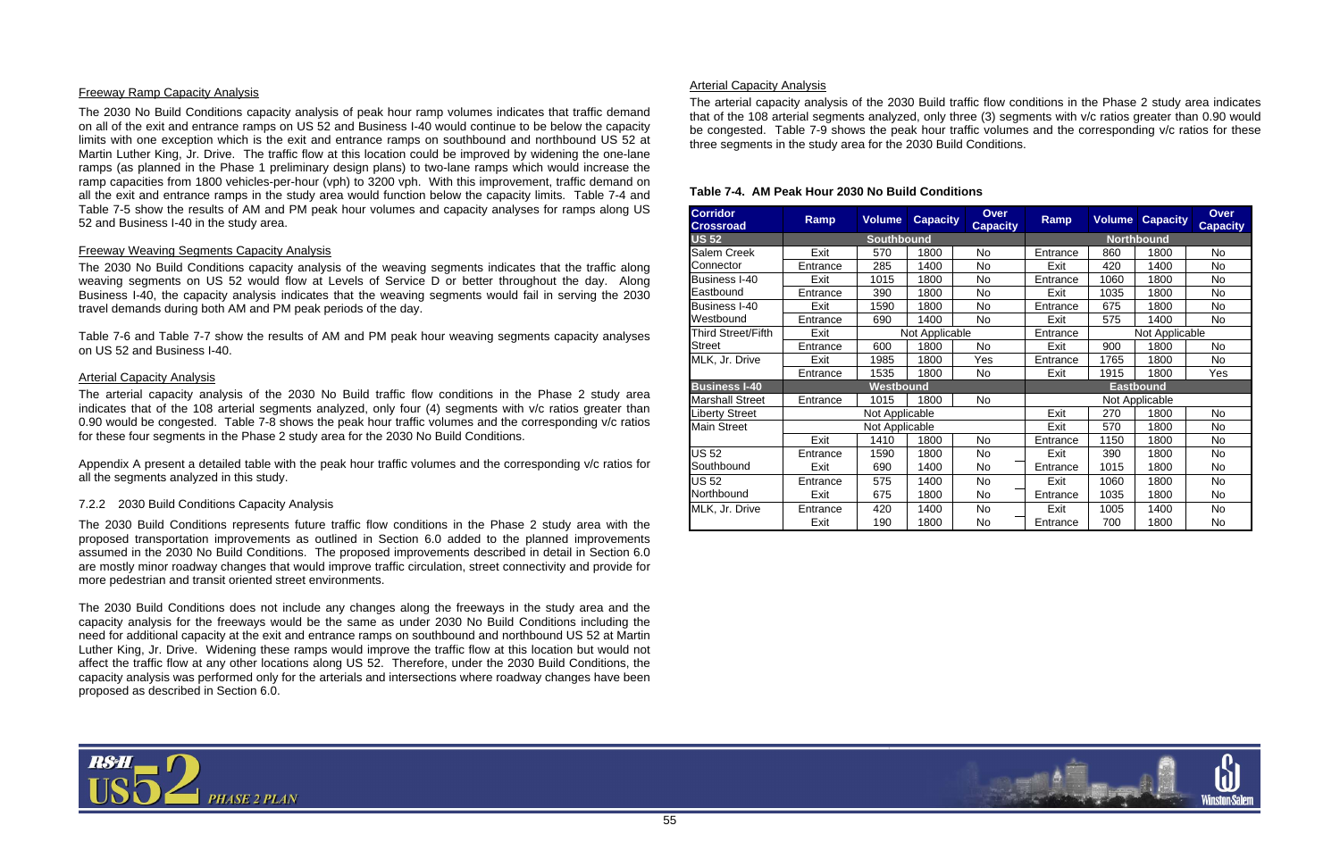### Freeway Ramp Capacity Analysis

The 2030 No Build Conditions capacity analysis of peak hour ramp volumes indicates that traffic demand on all of the exit and entrance ramps on US 52 and Business I-40 would continue to be below the capacity limits with one exception which is the exit and entrance ramps on southbound and northbound US 52 at Martin Luther King, Jr. Drive. The traffic flow at this location could be improved by widening the one-lane ramps (as planned in the Phase 1 preliminary design plans) to two-lane ramps which would increase the ramp capacities from 1800 vehicles-per-hour (vph) to 3200 vph. With this improvement, traffic demand on all the exit and entrance ramps in the study area would function below the capacity limits. Table 7-4 and Table 7-5 show the results of AM and PM peak hour volumes and capacity analyses for ramps along US 52 and Business I-40 in the study area.

### Freeway Weaving Segments Capacity Analysis

The 2030 No Build Conditions capacity analysis of the weaving segments indicates that the traffic along weaving segments on US 52 would flow at Levels of Service D or better throughout the day. Along Business I-40, the capacity analysis indicates that the weaving segments would fail in serving the 2030 travel demands during both AM and PM peak periods of the day.

Table 7-6 and Table 7-7 show the results of AM and PM peak hour weaving segments capacity analyses on US 52 and Business I-40.

### Arterial Capacity Analysis

The arterial capacity analysis of the 2030 No Build traffic flow conditions in the Phase 2 study area indicates that of the 108 arterial segments analyzed, only four (4) segments with v/c ratios greater than 0.90 would be congested. Table 7-8 shows the peak hour traffic volumes and the corresponding v/c ratios for these four segments in the Phase 2 study area for the 2030 No Build Conditions.

Appendix A present a detailed table with the peak hour traffic volumes and the corresponding v/c ratios for all the segments analyzed in this study.

### 7.2.2 2030 Build Conditions Capacity Analysis

The 2030 Build Conditions represents future traffic flow conditions in the Phase 2 study area with the proposed transportation improvements as outlined in Section 6.0 added to the planned improvements assumed in the 2030 No Build Conditions. The proposed improvements described in detail in Section 6.0 are mostly minor roadway changes that would improve traffic circulation, street connectivity and provide for more pedestrian and transit oriented street environments.

The 2030 Build Conditions does not include any changes along the freeways in the study area and the capacity analysis for the freeways would be the same as under 2030 No Build Conditions including the need for additional capacity at the exit and entrance ramps on southbound and northbound US 52 at Martin Luther King, Jr. Drive. Widening these ramps would improve the traffic flow at this location but would not affect the traffic flow at any other locations along US 52. Therefore, under the 2030 Build Conditions, the capacity analysis was performed only for the arterials and intersections where roadway changes have been proposed as described in Section 6.0.

### Arterial Capacity Analysis

The arterial capacity analysis of the 2030 Build traffic flow conditions in the Phase 2 study area indicates that of the 108 arterial segments analyzed, only three (3) segments with v/c ratios greater than 0.90 would be congested. Table 7-9 shows the peak hour traffic volumes and the corresponding v/c ratios for these three segments in the study area for the 2030 Build Conditions.

**Table 7-4. AM Peak Hour 2030 No Build Conditions**

| Corridor Crossroad | Ramp | Volume | Capacity | Over Capacity | Ramp | Volume | Capacity | Over Capacity |
|---|---|---|---|---|---|---|---|---|
| **US 52** | **Southbound** | | | | **Northbound** | | | |
| Salem Creek Connector | Exit | 570 | 1800 | No | Entrance | 860 | 1800 | No |
| | Entrance | 285 | 1400 | No | Exit | 420 | 1400 | No |
| Business I-40 Eastbound | Exit | 1015 | 1800 | No | Entrance | 1060 | 1800 | No |
| | Entrance | 390 | 1800 | No | Exit | 1035 | 1800 | No |
| Business I-40 Westbound | Exit | 1590 | 1800 | No | Entrance | 675 | 1800 | No |
| | Entrance | 690 | 1400 | No | Exit | 575 | 1400 | No |
| Third Street/Fifth Street | Exit | Not Applicable | | | Entrance | Not Applicable | | |
| | Entrance | 600 | 1800 | No | Exit | 900 | 1800 | No |
| MLK, Jr. Drive | Exit | 1985 | 1800 | Yes | Entrance | 1765 | 1800 | No |
| | Entrance | 1535 | 1800 | No | Exit | 1915 | 1800 | Yes |
| **Business I-40** | **Westbound** | | | | **Eastbound** | | | |
| Marshall Street | Entrance | 1015 | 1800 | No | Not Applicable | | | |
| Liberty Street | Not Applicable | | | | Exit | 270 | 1800 | No |
| Main Street | Not Applicable | | | | Exit | 570 | 1800 | No |
| | Exit | 1410 | 1800 | No | Entrance | 1150 | 1800 | No |
| US 52 Southbound | Entrance | 1590 | 1800 | No | Exit | 390 | 1800 | No |
| | Exit | 690 | 1400 | No | Entrance | 1015 | 1800 | No |
| US 52 Northbound | Entrance | 575 | 1400 | No | Exit | 1060 | 1800 | No |
| | Exit | 675 | 1800 | No | Entrance | 1035 | 1800 | No |
| MLK, Jr. Drive | Entrance | 420 | 1400 | No | Exit | 1005 | 1400 | No |
| | Exit | 190 | 1800 | No | Entrance | 700 | 1800 | No |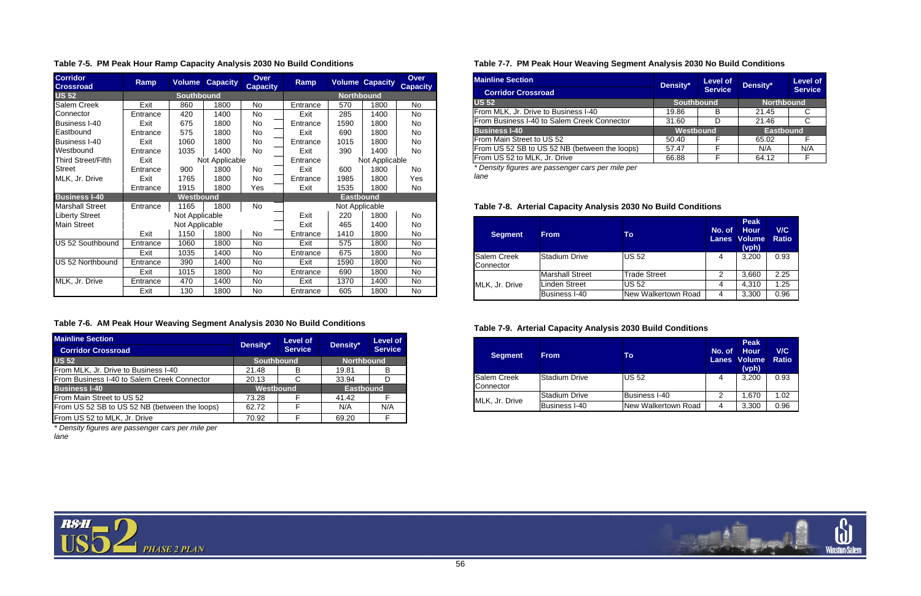**Table 7-5. PM Peak Hour Ramp Capacity Analysis 2030 No Build Conditions**

| Corridor Crossroad | Ramp | Volume | Capacity | Over Capacity | Ramp | Volume | Capacity | Over Capacity |
|---|---|---|---|---|---|---|---|---|
| **US 52** | **Southbound** | | | | **Northbound** | | | |
| Salem Creek | Exit | 860 | 1800 | No | Entrance | 570 | 1800 | No |
| Connector | Entrance | 420 | 1400 | No | Exit | 285 | 1400 | No |
| Business I-40 | Exit | 675 | 1800 | No | Entrance | 1590 | 1800 | No |
| Eastbound | Entrance | 575 | 1800 | No | Exit | 690 | 1800 | No |
| Business I-40 | Exit | 1060 | 1800 | No | Entrance | 1015 | 1800 | No |
| Westbound | Entrance | 1035 | 1400 | No | Exit | 390 | 1400 | No |
| Third Street/Fifth | Exit | Not Applicable | | | Entrance | Not Applicable | | |
| Street | Entrance | 900 | 1800 | No | Exit | 600 | 1800 | No |
| MLK, Jr. Drive | Exit | 1765 | 1800 | No | Entrance | 1985 | 1800 | Yes |
| | Entrance | 1915 | 1800 | Yes | Exit | 1535 | 1800 | No |
| **Business I-40** | **Westbound** | | | | **Eastbound** | | | |
| Marshall Street | Entrance | 1165 | 1800 | No | Not Applicable | | | |
| Liberty Street | Not Applicable | | | | Exit | 220 | 1800 | No |
| Main Street | Not Applicable | | | | Exit | 465 | 1400 | No |
| | Exit | 1150 | 1800 | No | Entrance | 1410 | 1800 | No |
| US 52 Southbound | Entrance | 1060 | 1800 | No | Exit | 575 | 1800 | No |
| | Exit | 1035 | 1400 | No | Entrance | 675 | 1800 | No |
| US 52 Northbound | Entrance | 390 | 1400 | No | Exit | 1590 | 1800 | No |
| | Exit | 1015 | 1800 | No | Entrance | 690 | 1800 | No |
| MLK, Jr. Drive | Entrance | 470 | 1400 | No | Exit | 1370 | 1400 | No |
| | Exit | 130 | 1800 | No | Entrance | 605 | 1800 | No |

**Table 7-6. AM Peak Hour Weaving Segment Analysis 2030 No Build Conditions**

| Mainline Section / Corridor Crossroad | Density* | Level of Service | Density* | Level of Service |
|---|---|---|---|---|
| **US 52** | **Southbound** | | **Northbound** | |
| From MLK, Jr. Drive to Business I-40 | 21.48 | B | 19.81 | B |
| From Business I-40 to Salem Creek Connector | 20.13 | C | 33.94 | D |
| **Business I-40** | **Westbound** | | **Eastbound** | |
| From Main Street to US 52 | 73.28 | F | 41.42 | F |
| From US 52 SB to US 52 NB (between the loops) | 62.72 | F | N/A | N/A |
| From US 52 to MLK, Jr. Drive | 70.92 | F | 69.20 | F |

*\* Density figures are passenger cars per mile per lane*

**Table 7-7. PM Peak Hour Weaving Segment Analysis 2030 No Build Conditions**

| Mainline Section / Corridor Crossroad | Density* | Level of Service | Density* | Level of Service |
|---|---|---|---|---|
| **US 52** | **Southbound** | | **Northbound** | |
| From MLK, Jr. Drive to Business I-40 | 19.86 | B | 21.45 | C |
| From Business I-40 to Salem Creek Connector | 31.60 | D | 21.46 | C |
| **Business I-40** | **Westbound** | | **Eastbound** | |
| From Main Street to US 52 | 50.40 | F | 65.02 | F |
| From US 52 SB to US 52 NB (between the loops) | 57.47 | F | N/A | N/A |
| From US 52 to MLK, Jr. Drive | 66.88 | F | 64.12 | F |

*\* Density figures are passenger cars per mile per lane*

**Table 7-8. Arterial Capacity Analysis 2030 No Build Conditions**

| Segment | From | To | No. of Lanes | Peak Hour Volume (vph) | V/C Ratio |
|---|---|---|---|---|---|
| Salem Creek Connector | Stadium Drive | US 52 | 4 | 3,200 | 0.93 |
| MLK, Jr. Drive | Marshall Street | Trade Street | 2 | 3,660 | 2.25 |
| | Linden Street | US 52 | 4 | 4,310 | 1.25 |
| | Business I-40 | New Walkertown Road | 4 | 3,300 | 0.96 |

**Table 7-9. Arterial Capacity Analysis 2030 Build Conditions**

| Segment | From | To | No. of Lanes | Peak Hour Volume (vph) | V/C Ratio |
|---|---|---|---|---|---|
| Salem Creek Connector | Stadium Drive | US 52 | 4 | 3,200 | 0.93 |
| MLK, Jr. Drive | Stadium Drive | Business I-40 | 2 | 1,670 | 1.02 |
| | Business I-40 | New Walkertown Road | 4 | 3,300 | 0.96 |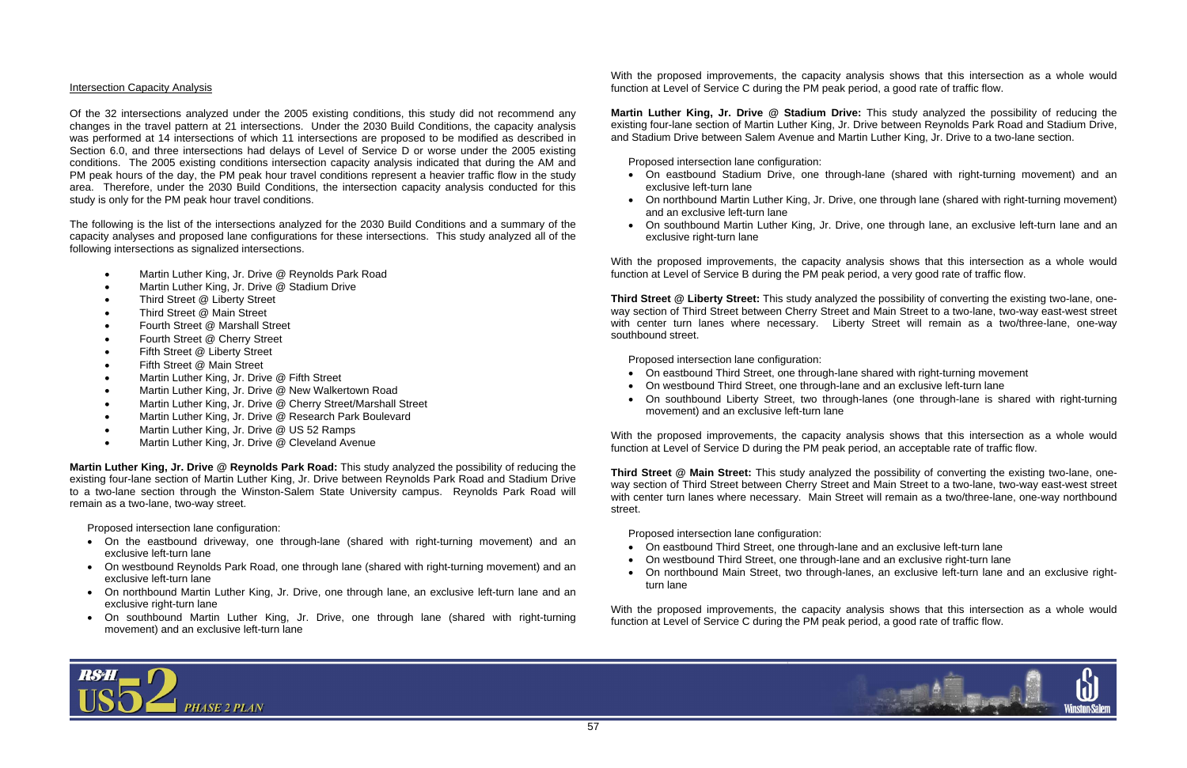### Intersection Capacity Analysis

Of the 32 intersections analyzed under the 2005 existing conditions, this study did not recommend any changes in the travel pattern at 21 intersections. Under the 2030 Build Conditions, the capacity analysis was performed at 14 intersections of which 11 intersections are proposed to be modified as described in Section 6.0, and three intersections had delays of Level of Service D or worse under the 2005 existing conditions. The 2005 existing conditions intersection capacity analysis indicated that during the AM and PM peak hours of the day, the PM peak hour travel conditions represent a heavier traffic flow in the study area. Therefore, under the 2030 Build Conditions, the intersection capacity analysis conducted for this study is only for the PM peak hour travel conditions.

The following is the list of the intersections analyzed for the 2030 Build Conditions and a summary of the capacity analyses and proposed lane configurations for these intersections. This study analyzed all of the following intersections as signalized intersections.

- Martin Luther King, Jr. Drive @ Reynolds Park Road
- Martin Luther King, Jr. Drive @ Stadium Drive
- Third Street @ Liberty Street
- Third Street @ Main Street
- Fourth Street @ Marshall Street
- Fourth Street @ Cherry Street
- Fifth Street @ Liberty Street
- Fifth Street @ Main Street
- Martin Luther King, Jr. Drive @ Fifth Street
- Martin Luther King, Jr. Drive @ New Walkertown Road
- Martin Luther King, Jr. Drive @ Cherry Street/Marshall Street
- Martin Luther King, Jr. Drive @ Research Park Boulevard
- Martin Luther King, Jr. Drive @ US 52 Ramps
- Martin Luther King, Jr. Drive @ Cleveland Avenue

**Martin Luther King, Jr. Drive @ Reynolds Park Road:** This study analyzed the possibility of reducing the existing four-lane section of Martin Luther King, Jr. Drive between Reynolds Park Road and Stadium Drive to a two-lane section through the Winston-Salem State University campus. Reynolds Park Road will remain as a two-lane, two-way street.

Proposed intersection lane configuration:

- On the eastbound driveway, one through-lane (shared with right-turning movement) and an exclusive left-turn lane
- On westbound Reynolds Park Road, one through lane (shared with right-turning movement) and an exclusive left-turn lane
- On northbound Martin Luther King, Jr. Drive, one through lane, an exclusive left-turn lane and an exclusive right-turn lane
- On southbound Martin Luther King, Jr. Drive, one through lane (shared with right-turning movement) and an exclusive left-turn lane

With the proposed improvements, the capacity analysis shows that this intersection as a whole would function at Level of Service C during the PM peak period, a good rate of traffic flow.

**Martin Luther King, Jr. Drive @ Stadium Drive:** This study analyzed the possibility of reducing the existing four-lane section of Martin Luther King, Jr. Drive between Reynolds Park Road and Stadium Drive, and Stadium Drive between Salem Avenue and Martin Luther King, Jr. Drive to a two-lane section.

Proposed intersection lane configuration:

- On eastbound Stadium Drive, one through-lane (shared with right-turning movement) and an exclusive left-turn lane
- On northbound Martin Luther King, Jr. Drive, one through lane (shared with right-turning movement) and an exclusive left-turn lane
- On southbound Martin Luther King, Jr. Drive, one through lane, an exclusive left-turn lane and an exclusive right-turn lane

With the proposed improvements, the capacity analysis shows that this intersection as a whole would function at Level of Service B during the PM peak period, a very good rate of traffic flow.

**Third Street @ Liberty Street:** This study analyzed the possibility of converting the existing two-lane, one-way section of Third Street between Cherry Street and Main Street to a two-lane, two-way east-west street with center turn lanes where necessary. Liberty Street will remain as a two/three-lane, one-way southbound street.

Proposed intersection lane configuration:

- On eastbound Third Street, one through-lane shared with right-turning movement
- On westbound Third Street, one through-lane and an exclusive left-turn lane
- On southbound Liberty Street, two through-lanes (one through-lane is shared with right-turning movement) and an exclusive left-turn lane

With the proposed improvements, the capacity analysis shows that this intersection as a whole would function at Level of Service D during the PM peak period, an acceptable rate of traffic flow.

**Third Street @ Main Street:** This study analyzed the possibility of converting the existing two-lane, one-way section of Third Street between Cherry Street and Main Street to a two-lane, two-way east-west street with center turn lanes where necessary. Main Street will remain as a two/three-lane, one-way northbound street.

Proposed intersection lane configuration:

- On eastbound Third Street, one through-lane and an exclusive left-turn lane
- On westbound Third Street, one through-lane and an exclusive right-turn lane
- On northbound Main Street, two through-lanes, an exclusive left-turn lane and an exclusive right-turn lane

With the proposed improvements, the capacity analysis shows that this intersection as a whole would function at Level of Service C during the PM peak period, a good rate of traffic flow.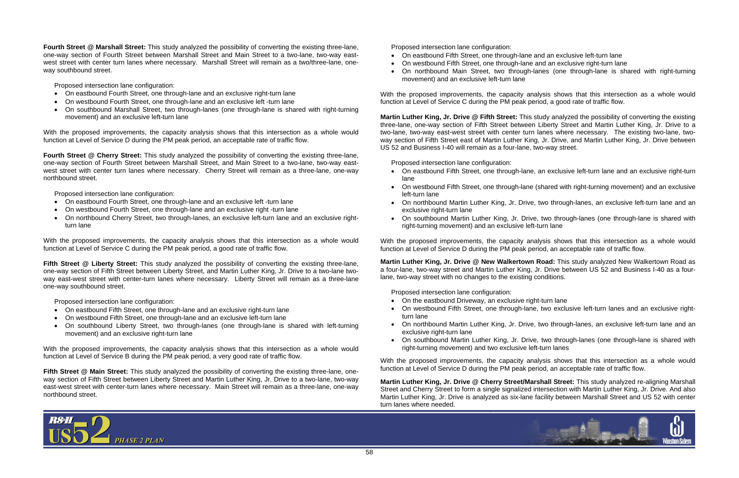**Fourth Street @ Marshall Street:** This study analyzed the possibility of converting the existing three-lane, one-way section of Fourth Street between Marshall Street and Main Street to a two-lane, two-way east-west street with center turn lanes where necessary. Marshall Street will remain as a two/three-lane, one-way southbound street.

Proposed intersection lane configuration:

- On eastbound Fourth Street, one through-lane and an exclusive right-turn lane
- On westbound Fourth Street, one through-lane and an exclusive left -turn lane
- On southbound Marshall Street, two through-lanes (one through-lane is shared with right-turning movement) and an exclusive left-turn lane

With the proposed improvements, the capacity analysis shows that this intersection as a whole would function at Level of Service D during the PM peak period, an acceptable rate of traffic flow.

**Fourth Street @ Cherry Street:** This study analyzed the possibility of converting the existing three-lane, one-way section of Fourth Street between Marshall Street, and Main Street to a two-lane, two-way east-west street with center turn lanes where necessary. Cherry Street will remain as a three-lane, one-way northbound street.

Proposed intersection lane configuration:

- On eastbound Fourth Street, one through-lane and an exclusive left -turn lane
- On westbound Fourth Street, one through-lane and an exclusive right -turn lane
- On northbound Cherry Street, two through-lanes, an exclusive left-turn lane and an exclusive right-turn lane

With the proposed improvements, the capacity analysis shows that this intersection as a whole would function at Level of Service C during the PM peak period, a good rate of traffic flow.

**Fifth Street @ Liberty Street:** This study analyzed the possibility of converting the existing three-lane, one-way section of Fifth Street between Liberty Street, and Martin Luther King, Jr. Drive to a two-lane two-way east-west street with center-turn lanes where necessary. Liberty Street will remain as a three-lane one-way southbound street.

Proposed intersection lane configuration:

- On eastbound Fifth Street, one through-lane and an exclusive right-turn lane
- On westbound Fifth Street, one through-lane and an exclusive left-turn lane
- On southbound Liberty Street, two through-lanes (one through-lane is shared with left-turning movement) and an exclusive right-turn lane

With the proposed improvements, the capacity analysis shows that this intersection as a whole would function at Level of Service B during the PM peak period, a very good rate of traffic flow.

**Fifth Street @ Main Street:** This study analyzed the possibility of converting the existing three-lane, one-way section of Fifth Street between Liberty Street and Martin Luther King, Jr. Drive to a two-lane, two-way east-west street with center-turn lanes where necessary. Main Street will remain as a three-lane, one-way northbound street.

Proposed intersection lane configuration:

- On eastbound Fifth Street, one through-lane and an exclusive left-turn lane
- On westbound Fifth Street, one through-lane and an exclusive right-turn lane
- On northbound Main Street, two through-lanes (one through-lane is shared with right-turning movement) and an exclusive left-turn lane

With the proposed improvements, the capacity analysis shows that this intersection as a whole would function at Level of Service C during the PM peak period, a good rate of traffic flow.

**Martin Luther King, Jr. Drive @ Fifth Street:** This study analyzed the possibility of converting the existing three-lane, one-way section of Fifth Street between Liberty Street and Martin Luther King, Jr. Drive to a two-lane, two-way east-west street with center turn lanes where necessary. The existing two-lane, two-way section of Fifth Street east of Martin Luther King, Jr. Drive, and Martin Luther King, Jr. Drive between US 52 and Business I-40 will remain as a four-lane, two-way street.

Proposed intersection lane configuration:

- On eastbound Fifth Street, one through-lane, an exclusive left-turn lane and an exclusive right-turn lane
- On westbound Fifth Street, one through-lane (shared with right-turning movement) and an exclusive left-turn lane
- On northbound Martin Luther King, Jr. Drive, two through-lanes, an exclusive left-turn lane and an exclusive right-turn lane
- On southbound Martin Luther King, Jr. Drive, two through-lanes (one through-lane is shared with right-turning movement) and an exclusive left-turn lane

With the proposed improvements, the capacity analysis shows that this intersection as a whole would function at Level of Service D during the PM peak period, an acceptable rate of traffic flow.

**Martin Luther King, Jr. Drive @ New Walkertown Road:** This study analyzed New Walkertown Road as a four-lane, two-way street and Martin Luther King, Jr. Drive between US 52 and Business I-40 as a four-lane, two-way street with no changes to the existing conditions.

Proposed intersection lane configuration:

- On the eastbound Driveway, an exclusive right-turn lane
- On westbound Fifth Street, one through-lane, two exclusive left-turn lanes and an exclusive right-turn lane
- On northbound Martin Luther King, Jr. Drive, two through-lanes, an exclusive left-turn lane and an exclusive right-turn lane
- On southbound Martin Luther King, Jr. Drive, two through-lanes (one through-lane is shared with right-turning movement) and two exclusive left-turn lanes

With the proposed improvements, the capacity analysis shows that this intersection as a whole would function at Level of Service D during the PM peak period, an acceptable rate of traffic flow.

**Martin Luther King, Jr. Drive @ Cherry Street/Marshall Street:** This study analyzed re-aligning Marshall Street and Cherry Street to form a single signalized intersection with Martin Luther King, Jr. Drive. And also Martin Luther King, Jr. Drive is analyzed as six-lane facility between Marshall Street and US 52 with center turn lanes where needed.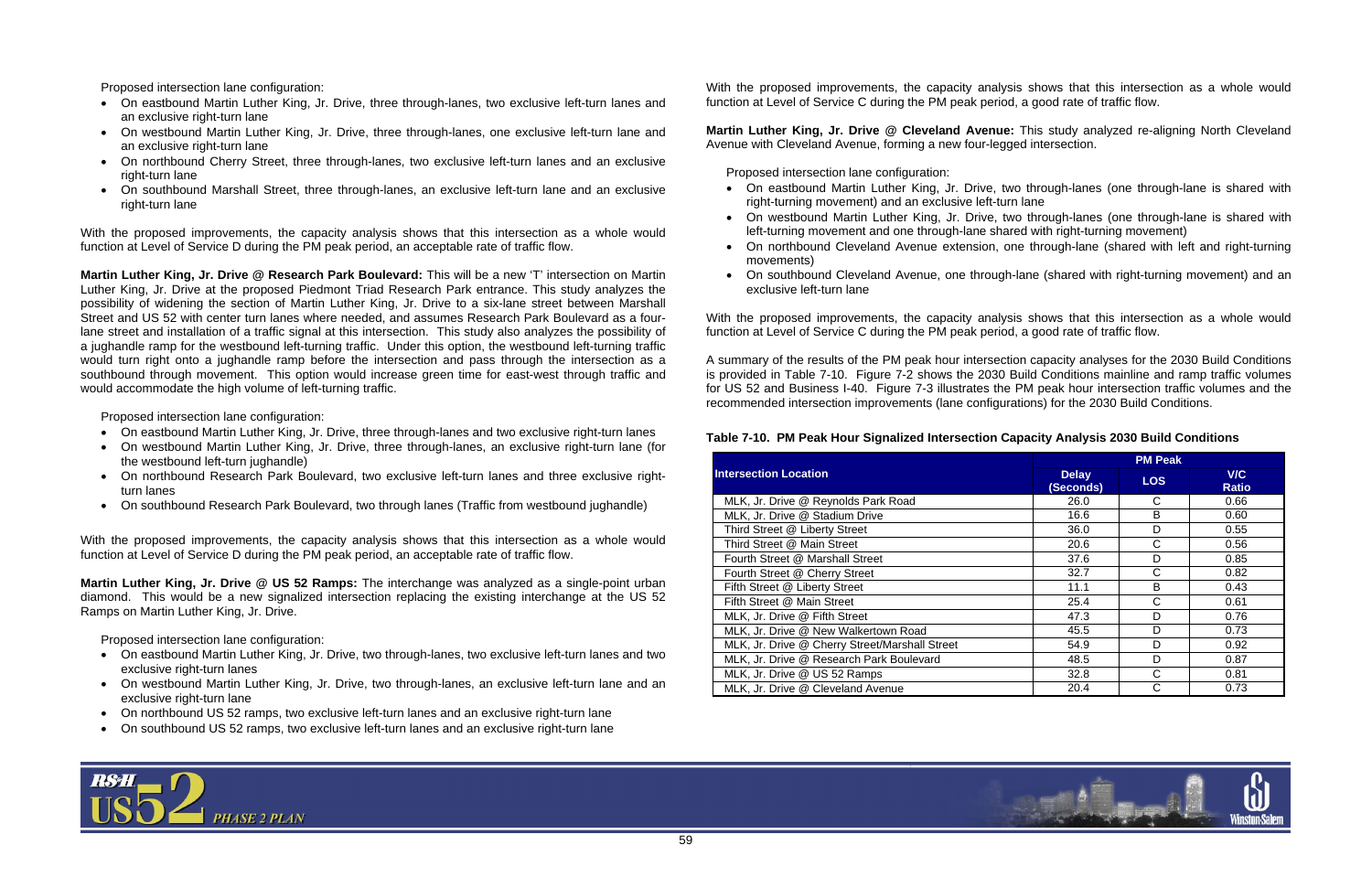Proposed intersection lane configuration:

- On eastbound Martin Luther King, Jr. Drive, three through-lanes, two exclusive left-turn lanes and an exclusive right-turn lane
- On westbound Martin Luther King, Jr. Drive, three through-lanes, one exclusive left-turn lane and an exclusive right-turn lane
- On northbound Cherry Street, three through-lanes, two exclusive left-turn lanes and an exclusive right-turn lane
- On southbound Marshall Street, three through-lanes, an exclusive left-turn lane and an exclusive right-turn lane

With the proposed improvements, the capacity analysis shows that this intersection as a whole would function at Level of Service D during the PM peak period, an acceptable rate of traffic flow.

**Martin Luther King, Jr. Drive @ Research Park Boulevard:** This will be a new 'T' intersection on Martin Luther King, Jr. Drive at the proposed Piedmont Triad Research Park entrance. This study analyzes the possibility of widening the section of Martin Luther King, Jr. Drive to a six-lane street between Marshall Street and US 52 with center turn lanes where needed, and assumes Research Park Boulevard as a four-lane street and installation of a traffic signal at this intersection. This study also analyzes the possibility of a jughandle ramp for the westbound left-turning traffic. Under this option, the westbound left-turning traffic would turn right onto a jughandle ramp before the intersection and pass through the intersection as a southbound through movement. This option would increase green time for east-west through traffic and would accommodate the high volume of left-turning traffic.

Proposed intersection lane configuration:

- On eastbound Martin Luther King, Jr. Drive, three through-lanes and two exclusive right-turn lanes
- On westbound Martin Luther King, Jr. Drive, three through-lanes, an exclusive right-turn lane (for the westbound left-turn jughandle)
- On northbound Research Park Boulevard, two exclusive left-turn lanes and three exclusive right-turn lanes
- On southbound Research Park Boulevard, two through lanes (Traffic from westbound jughandle)

With the proposed improvements, the capacity analysis shows that this intersection as a whole would function at Level of Service D during the PM peak period, an acceptable rate of traffic flow.

**Martin Luther King, Jr. Drive @ US 52 Ramps:** The interchange was analyzed as a single-point urban diamond. This would be a new signalized intersection replacing the existing interchange at the US 52 Ramps on Martin Luther King, Jr. Drive.

Proposed intersection lane configuration:

- On eastbound Martin Luther King, Jr. Drive, two through-lanes, two exclusive left-turn lanes and two exclusive right-turn lanes
- On westbound Martin Luther King, Jr. Drive, two through-lanes, an exclusive left-turn lane and an exclusive right-turn lane
- On northbound US 52 ramps, two exclusive left-turn lanes and an exclusive right-turn lane
- On southbound US 52 ramps, two exclusive left-turn lanes and an exclusive right-turn lane

With the proposed improvements, the capacity analysis shows that this intersection as a whole would function at Level of Service C during the PM peak period, a good rate of traffic flow.

**Martin Luther King, Jr. Drive @ Cleveland Avenue:** This study analyzed re-aligning North Cleveland Avenue with Cleveland Avenue, forming a new four-legged intersection.

Proposed intersection lane configuration:

- On eastbound Martin Luther King, Jr. Drive, two through-lanes (one through-lane is shared with right-turning movement) and an exclusive left-turn lane
- On westbound Martin Luther King, Jr. Drive, two through-lanes (one through-lane is shared with left-turning movement and one through-lane shared with right-turning movement)
- On northbound Cleveland Avenue extension, one through-lane (shared with left and right-turning movements)
- On southbound Cleveland Avenue, one through-lane (shared with right-turning movement) and an exclusive left-turn lane

With the proposed improvements, the capacity analysis shows that this intersection as a whole would function at Level of Service C during the PM peak period, a good rate of traffic flow.

A summary of the results of the PM peak hour intersection capacity analyses for the 2030 Build Conditions is provided in Table 7-10. Figure 7-2 shows the 2030 Build Conditions mainline and ramp traffic volumes for US 52 and Business I-40. Figure 7-3 illustrates the PM peak hour intersection traffic volumes and the recommended intersection improvements (lane configurations) for the 2030 Build Conditions.

**Table 7-10. PM Peak Hour Signalized Intersection Capacity Analysis 2030 Build Conditions**

| Intersection Location | PM Peak | | |
|---|---|---|---|
| | Delay (Seconds) | LOS | V/C Ratio |
| MLK, Jr. Drive @ Reynolds Park Road | 26.0 | C | 0.66 |
| MLK, Jr. Drive @ Stadium Drive | 16.6 | B | 0.60 |
| Third Street @ Liberty Street | 36.0 | D | 0.55 |
| Third Street @ Main Street | 20.6 | C | 0.56 |
| Fourth Street @ Marshall Street | 37.6 | D | 0.85 |
| Fourth Street @ Cherry Street | 32.7 | C | 0.82 |
| Fifth Street @ Liberty Street | 11.1 | B | 0.43 |
| Fifth Street @ Main Street | 25.4 | C | 0.61 |
| MLK, Jr. Drive @ Fifth Street | 47.3 | D | 0.76 |
| MLK, Jr. Drive @ New Walkertown Road | 45.5 | D | 0.73 |
| MLK, Jr. Drive @ Cherry Street/Marshall Street | 54.9 | D | 0.92 |
| MLK, Jr. Drive @ Research Park Boulevard | 48.5 | D | 0.87 |
| MLK, Jr. Drive @ US 52 Ramps | 32.8 | C | 0.81 |
| MLK, Jr. Drive @ Cleveland Avenue | 20.4 | C | 0.73 |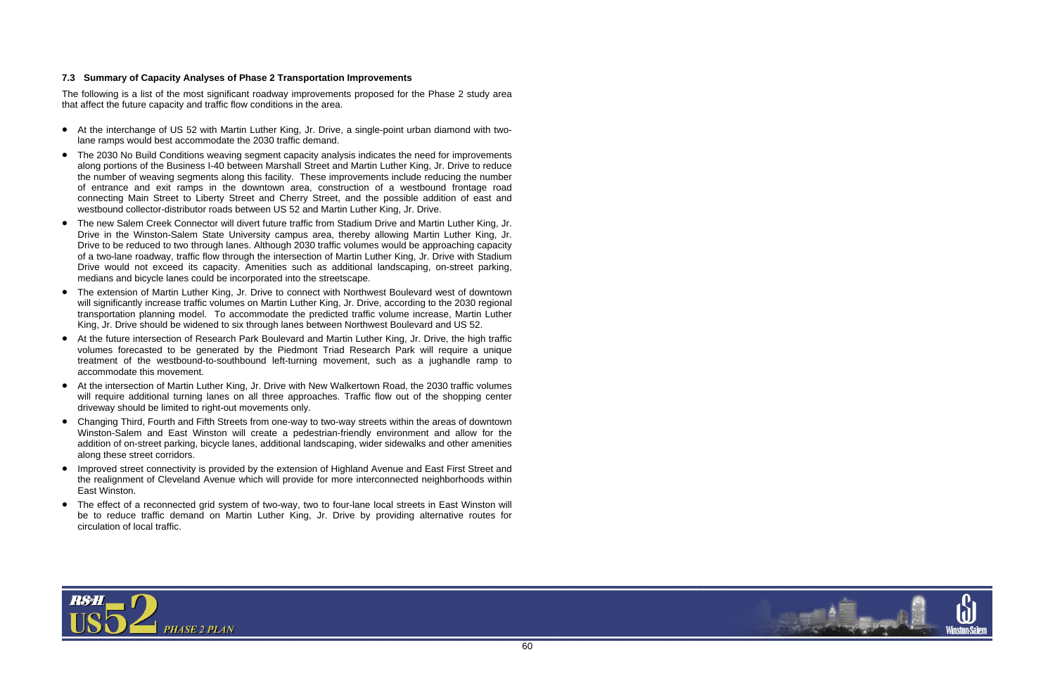### 7.3 Summary of Capacity Analyses of Phase 2 Transportation Improvements

The following is a list of the most significant roadway improvements proposed for the Phase 2 study area that affect the future capacity and traffic flow conditions in the area.

- At the interchange of US 52 with Martin Luther King, Jr. Drive, a single-point urban diamond with two-lane ramps would best accommodate the 2030 traffic demand.
- The 2030 No Build Conditions weaving segment capacity analysis indicates the need for improvements along portions of the Business I-40 between Marshall Street and Martin Luther King, Jr. Drive to reduce the number of weaving segments along this facility. These improvements include reducing the number of entrance and exit ramps in the downtown area, construction of a westbound frontage road connecting Main Street to Liberty Street and Cherry Street, and the possible addition of east and westbound collector-distributor roads between US 52 and Martin Luther King, Jr. Drive.
- The new Salem Creek Connector will divert future traffic from Stadium Drive and Martin Luther King, Jr. Drive in the Winston-Salem State University campus area, thereby allowing Martin Luther King, Jr. Drive to be reduced to two through lanes. Although 2030 traffic volumes would be approaching capacity of a two-lane roadway, traffic flow through the intersection of Martin Luther King, Jr. Drive with Stadium Drive would not exceed its capacity. Amenities such as additional landscaping, on-street parking, medians and bicycle lanes could be incorporated into the streetscape.
- The extension of Martin Luther King, Jr. Drive to connect with Northwest Boulevard west of downtown will significantly increase traffic volumes on Martin Luther King, Jr. Drive, according to the 2030 regional transportation planning model. To accommodate the predicted traffic volume increase, Martin Luther King, Jr. Drive should be widened to six through lanes between Northwest Boulevard and US 52.
- At the future intersection of Research Park Boulevard and Martin Luther King, Jr. Drive, the high traffic volumes forecasted to be generated by the Piedmont Triad Research Park will require a unique treatment of the westbound-to-southbound left-turning movement, such as a jughandle ramp to accommodate this movement.
- At the intersection of Martin Luther King, Jr. Drive with New Walkertown Road, the 2030 traffic volumes will require additional turning lanes on all three approaches. Traffic flow out of the shopping center driveway should be limited to right-out movements only.
- Changing Third, Fourth and Fifth Streets from one-way to two-way streets within the areas of downtown Winston-Salem and East Winston will create a pedestrian-friendly environment and allow for the addition of on-street parking, bicycle lanes, additional landscaping, wider sidewalks and other amenities along these street corridors.
- Improved street connectivity is provided by the extension of Highland Avenue and East First Street and the realignment of Cleveland Avenue which will provide for more interconnected neighborhoods within East Winston.
- The effect of a reconnected grid system of two-way, two to four-lane local streets in East Winston will be to reduce traffic demand on Martin Luther King, Jr. Drive by providing alternative routes for circulation of local traffic.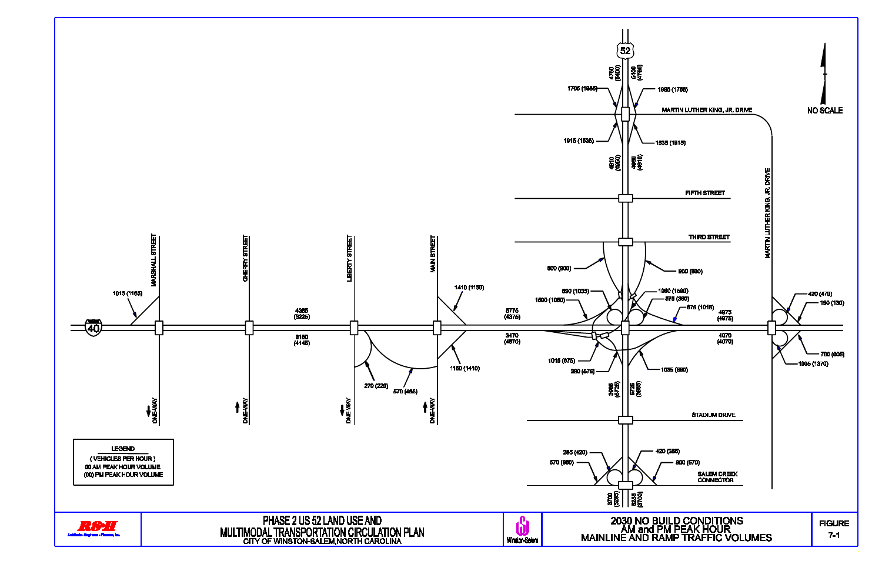52

4760 (5400)

5400 (4760)

1765 (1955)

1955 (1765)

MARTIN LUTHER KING, JR. DRIVE

NO SCALE

1915 (1535)

1535 (1915)

4910 (4690)

4690 (4910)

FIFTH STREET

THIRD STREET

MARTIN LUTHER KING, JR. DRIVE

600 (600)

900 (600)

MARSHALL STREET

CHERRY STREET

LIBERTY STREET

MAIN STREET

890 (1035)

1060 (1590)

1590 (1060)

575 (390)

675 (1015)

420 (470)

190 (130)

1015 (1165)

1410 (1150)

4365 (3225)

5775 (4375)

4875 (4975)

40

3160 (4145)

3470 (4670)

4070 (4070)

1015 (675)

390 (575)

1035 (890)

700 (605)

1005 (1370)

270 (220)

570 (465)

1150 (1410)

3965 (5725)

5725 (3965)

ONE-WAY

ONE-WAY

ONE-WAY

ONE-WAY

STADIUM DRIVE

LEGEND

( VEHICLES PER HOUR )

00 AM PEAK HOUR VOLUME

(00) PM PEAK HOUR VOLUME

285 (420)

420 (285)

570 (860)

860 (570)

SALEM CREEK CONNECTOR

3700 (5385)

5385 (3700)

RS&H

Architects · Engineers · Planners, Inc.

PHASE 2 US 52 LAND USE AND MULTIMODAL TRANSPORTATION CIRCULATION PLAN

CITY OF WINSTON-SALEM, NORTH CAROLINA

Winston-Salem

2030 NO BUILD CONDITIONS
AM and PM PEAK HOUR
MAINLINE AND RAMP TRAFFIC VOLUMES

FIGURE 7-1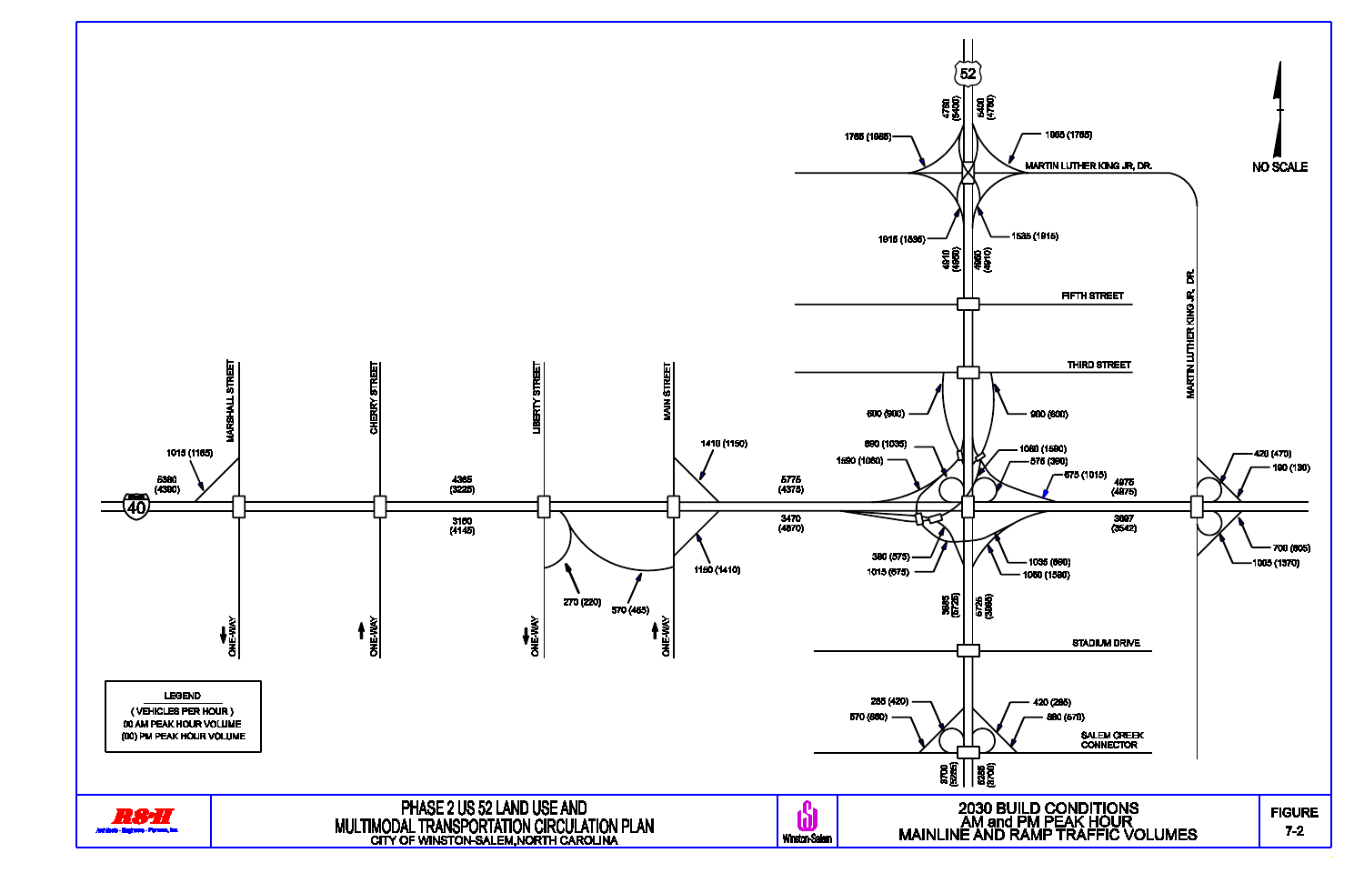# 2030 BUILD CONDITIONS
## AM and PM PEAK HOUR
## MAINLINE AND RAMP TRAFFIC VOLUMES

**FIGURE 7-2**

PHASE 2 US 52 LAND USE AND MULTIMODAL TRANSPORTATION CIRCULATION PLAN
CITY OF WINSTON-SALEM, NORTH CAROLINA

NO SCALE

**LEGEND**
( VEHICLES PER HOUR )
00 AM PEAK HOUR VOLUME
(00) PM PEAK HOUR VOLUME

US 52: 4750 (5400), 5400 (4750)

MARTIN LUTHER KING JR. DR.: 1765 (1965), 1965 (1765), 1915 (1535), 1535 (1915)

4910 (4950), 4950 (4910)

FIFTH STREET

THIRD STREET

600 (900), 900 (600)

660 (1035), 1590 (1060), 1060 (1590), 575 (380), 575 (1015)

I-40: 5380 (4390), 4365 (3225), 3160 (4145), 5775 (4375), 3470 (4870), 4975 (4975), 3897 (3542)

MARSHALL STREET: 1015 (1165), ONE-WAY

CHERRY STREET: ONE-WAY

LIBERTY STREET: 270 (220), ONE-WAY

MAIN STREET: 1410 (1150), 570 (465), 1150 (1410), ONE-WAY

380 (575), 1015 (675), 1035 (660), 1060 (1590)

3985 (5725), 5725 (3985)

MARTIN LUTHER KING JR. DR.: 420 (470), 190 (130), 700 (605), 1005 (1370)

STADIUM DRIVE

SALEM CREEK CONNECTOR: 285 (420), 570 (860), 420 (285), 860 (570)

3700 (5285), 5285 (3700)

Winston-Salem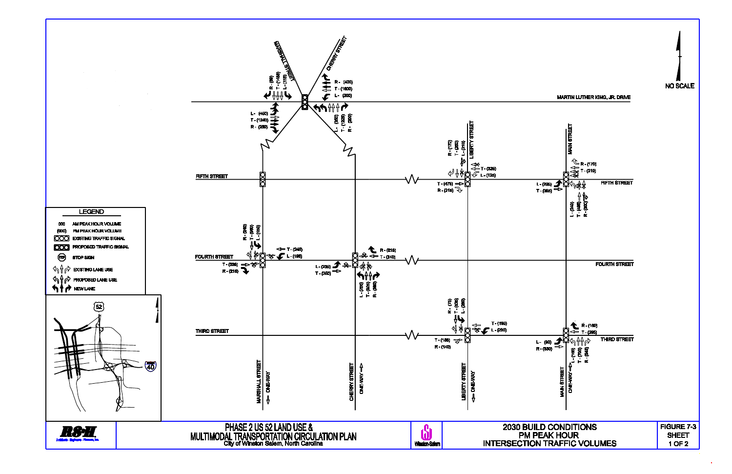# 2030 BUILD CONDITIONS
## PM PEAK HOUR
## INTERSECTION TRAFFIC VOLUMES

FIGURE 7-3
SHEET 1 OF 2

NO SCALE

**MARTIN LUTHER KING, JR. DRIVE / MARSHALL STREET / CHERRY STREET**

- Marshall Street (southbound approach): R - (80), T - (1450), L - (115)
- Cherry Street (southbound approach): R - (400), T - (1600), L - (300)
- MLK Jr. Drive (eastbound approach): L - (450), T - (1240), R - (250)
- Northbound approach: L - (380), T - (1225), R - (200)

**FIFTH STREET**

- Liberty Street (southbound): R - (170), T - (265), L - (210)
- Fifth Street at Liberty (westbound): T - (325), L - (125)
- Fifth Street at Liberty (eastbound): T - (475), R - (215)
- Main Street (westbound): R - (170), T - (310)
- Fifth Street at Main (eastbound): L - (295), T - (385)
- Main Street (northbound): L - (240), T - (465), R - (300)

**FOURTH STREET**

- Marshall Street (southbound): R - (240), T - (560), L - (160)
- Fourth Street at Marshall (westbound): T - (345), L - (195)
- Fourth Street at Marshall (eastbound): T - (335), R - (215)
- Fourth Street at Cherry (eastbound): L - (235), T - (250)
- Fourth Street at Cherry (westbound): R - (215), T - (240)
- Cherry Street (northbound): L - (200), T - (625), R - (380)

**THIRD STREET**

- Liberty Street (southbound): R - (75), T - (635), L - (380)
- Third Street at Liberty (westbound): T - (195), L - (250)
- Third Street at Liberty (eastbound): T - (185), R - (140)
- Third Street at Main (westbound): R - (160), T - (295)
- Third Street at Main (eastbound): L - (90), R - (330)
- Main Street (northbound): L - (165), T - (700), R - (545)

MARSHALL STREET — ONE-WAY
CHERRY STREET — ONE-WAY
LIBERTY STREET — ONE-WAY
MAIN STREET — ONE-WAY

**LEGEND**

- 000 — AM PEAK HOUR VOLUME
- (000) — PM PEAK HOUR VOLUME
- EXISTING TRAFFIC SIGNAL
- PROPOSED TRAFFIC SIGNAL
- STOP SIGN
- EXISTING LANE USE
- PROPOSED LANE USE
- NEW LANE

RS&H — Architects · Engineers · Planners, Inc.

PHASE 2 US 52 LAND USE & MULTIMODAL TRANSPORTATION CIRCULATION PLAN
City of Winston Salem, North Carolina

Winston-Salem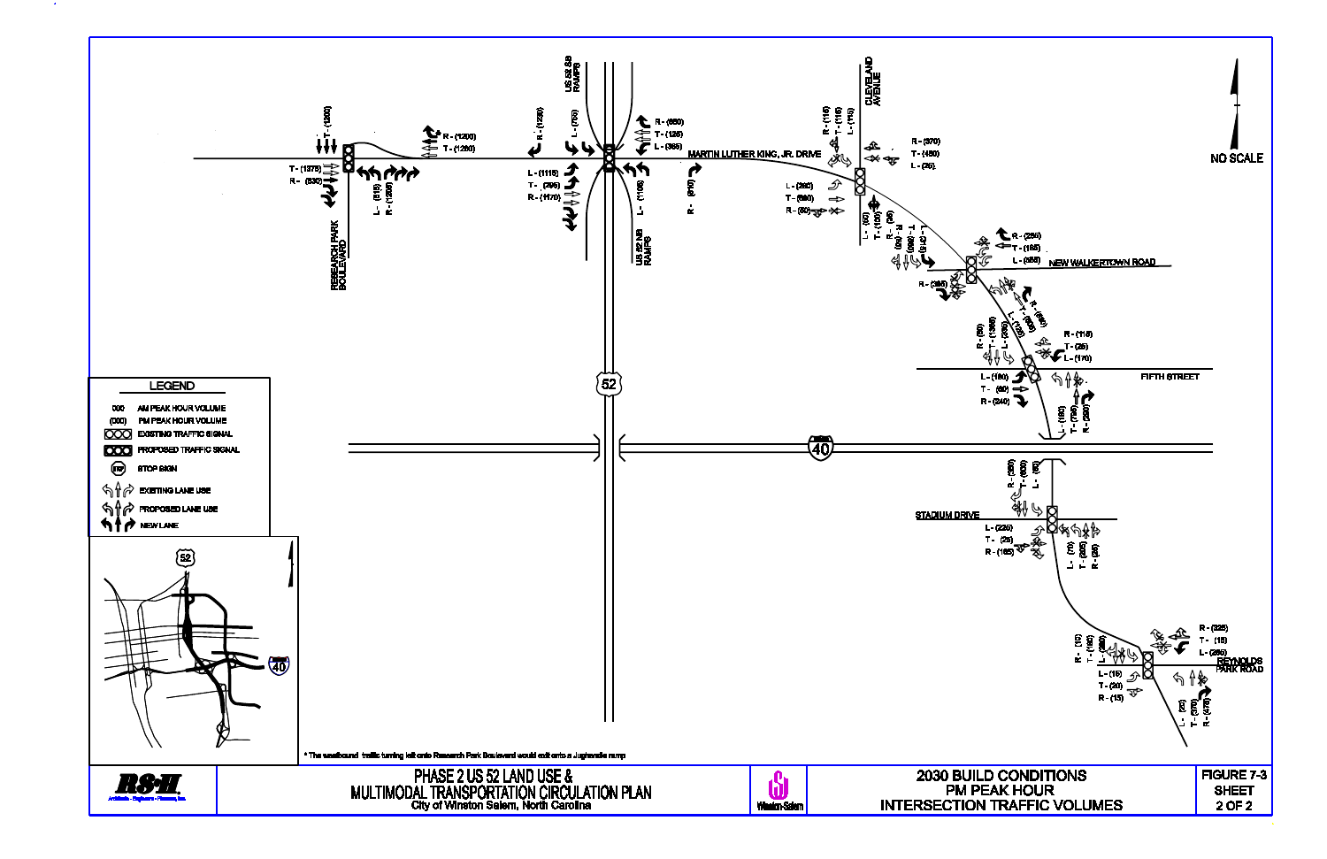NO SCALE

RESEARCH PARK BOULEVARD

T - (1200)

R - (1200)
T - (1260)

T - (1375)
R - (530)

L - (515)
R - (1205)

US 52 SB RAMPS

R - (1230)
L - (705)

R - (660)
T - (125)
L - (365)

L - (1115)
T - (295)
R - (1170)

L - (1105)

US 52 NB RAMPS

MARTIN LUTHER KING, JR. DRIVE

R - (910)

CLEVELAND AVENUE

R - (115)
T - (115)
L - (115)

R - (370)
T - (450)
L - (25)

L - (260)
T - (590)
R - (50)

L - (50)
T - (100)
R - (35)

R - (35)
T - (990)
L - (215)

R - (255)
T - (185)
L - (555)

NEW WALKERTOWN ROAD

R - (395)

R - (560)
T - (860)
L - (120)

R - (50)
T - (1365)
L - (230)

R - (115)
T - (25)
L - (170)

FIFTH STREET

L - (180)
T - (60)
R - (240)

L - (180)
T - (795)
R - (220)

R - (350)
T - (600)
L - (65)

STADIUM DRIVE

L - (225)
T - (25)
R - (165)

L - (70)
T - (325)
R - (35)

R - (325)
T - (15)
L - (295)

REYNOLDS PARK ROAD

R - (10)
T - (180)
L - (380)

L - (15)
T - (20)
R - (15)

L - (20)
T - (370)
R - (475)

52

40

**LEGEND**

000 AM PEAK HOUR VOLUME
(000) PM PEAK HOUR VOLUME
EXISTING TRAFFIC SIGNAL
PROPOSED TRAFFIC SIGNAL
STOP SIGN
EXISTING LANE USE
PROPOSED LANE USE
NEW LANE

\* The westbound traffic turning left onto Research Park Boulevard would exit onto a Jughandle ramp

RS&H
Architects • Engineers • Planners, Inc.

PHASE 2 US 52 LAND USE & MULTIMODAL TRANSPORTATION CIRCULATION PLAN
City of Winston Salem, North Carolina

Winston-Salem

2030 BUILD CONDITIONS
PM PEAK HOUR
INTERSECTION TRAFFIC VOLUMES

FIGURE 7-3
SHEET 2 OF 2